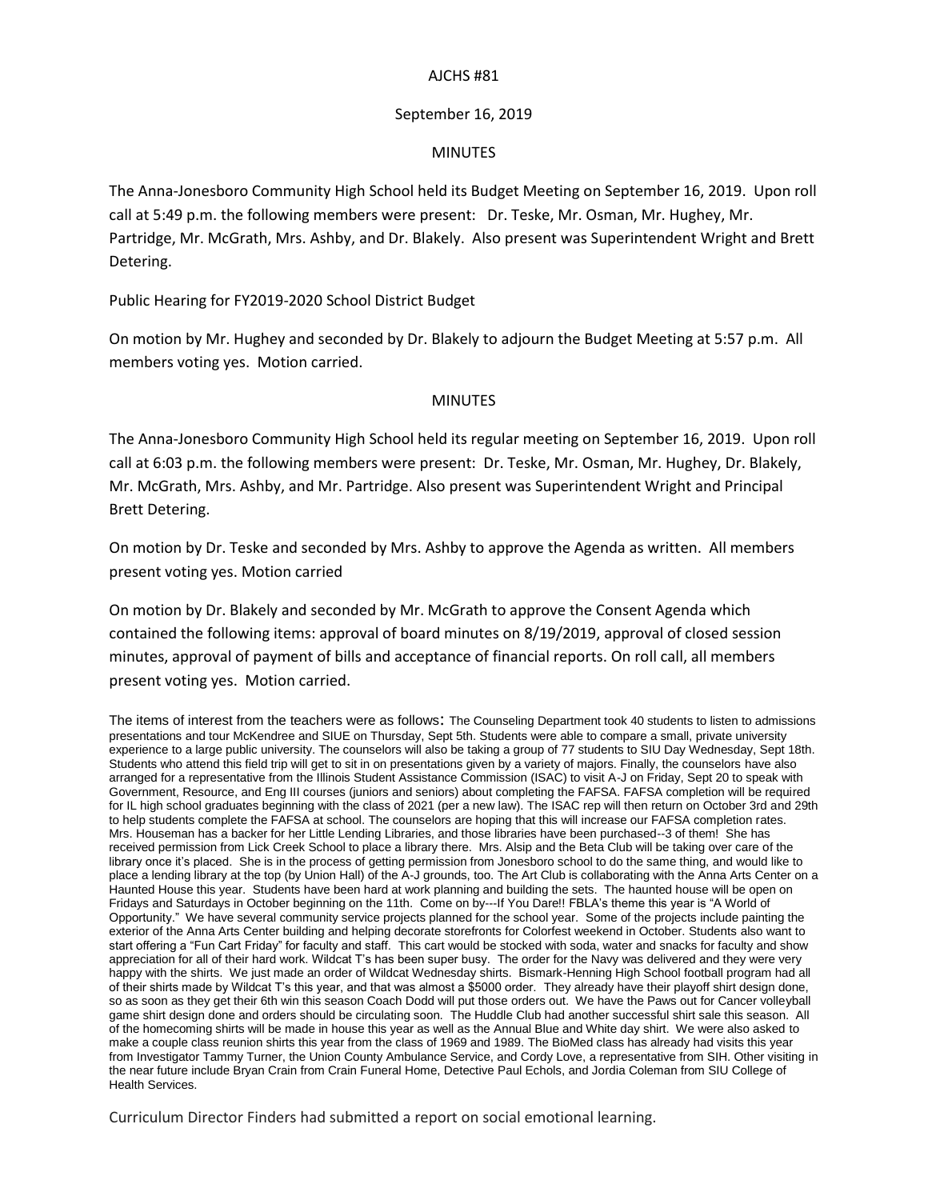AJCHS #81

September 16, 2019

MINUTES

The Anna-Jonesboro Community High School held its Budget Meeting on September 16, 2019. Upon roll call at 5:49 p.m. the following members were present: Dr. Teske, Mr. Osman, Mr. Hughey, Mr. Partridge, Mr. McGrath, Mrs. Ashby, and Dr. Blakely. Also present was Superintendent Wright and Brett Detering.

Public Hearing for FY2019-2020 School District Budget

On motion by Mr. Hughey and seconded by Dr. Blakely to adjourn the Budget Meeting at 5:57 p.m. All members voting yes. Motion carried.

MINUTES

The Anna-Jonesboro Community High School held its regular meeting on September 16, 2019. Upon roll call at 6:03 p.m. the following members were present: Dr. Teske, Mr. Osman, Mr. Hughey, Dr. Blakely, Mr. McGrath, Mrs. Ashby, and Mr. Partridge. Also present was Superintendent Wright and Principal Brett Detering.

On motion by Dr. Teske and seconded by Mrs. Ashby to approve the Agenda as written. All members present voting yes. Motion carried

On motion by Dr. Blakely and seconded by Mr. McGrath to approve the Consent Agenda which contained the following items: approval of board minutes on 8/19/2019, approval of closed session minutes, approval of payment of bills and acceptance of financial reports. On roll call, all members present voting yes. Motion carried.

The items of interest from the teachers were as follows: The Counseling Department took 40 students to listen to admissions presentations and tour McKendree and SIUE on Thursday, Sept 5th. Students were able to compare a small, private university experience to a large public university. The counselors will also be taking a group of 77 students to SIU Day Wednesday, Sept 18th. Students who attend this field trip will get to sit in on presentations given by a variety of majors. Finally, the counselors have also arranged for a representative from the Illinois Student Assistance Commission (ISAC) to visit A-J on Friday, Sept 20 to speak with Government, Resource, and Eng III courses (juniors and seniors) about completing the FAFSA. FAFSA completion will be required for IL high school graduates beginning with the class of 2021 (per a new law). The ISAC rep will then return on October 3rd and 29th to help students complete the FAFSA at school. The counselors are hoping that this will increase our FAFSA completion rates. Mrs. Houseman has a backer for her Little Lending Libraries, and those libraries have been purchased--3 of them! She has received permission from Lick Creek School to place a library there. Mrs. Alsip and the Beta Club will be taking over care of the library once it's placed. She is in the process of getting permission from Jonesboro school to do the same thing, and would like to place a lending library at the top (by Union Hall) of the A-J grounds, too. The Art Club is collaborating with the Anna Arts Center on a Haunted House this year. Students have been hard at work planning and building the sets. The haunted house will be open on Fridays and Saturdays in October beginning on the 11th. Come on by---If You Dare!! FBLA's theme this year is "A World of Opportunity." We have several community service projects planned for the school year. Some of the projects include painting the exterior of the Anna Arts Center building and helping decorate storefronts for Colorfest weekend in October. Students also want to start offering a "Fun Cart Friday" for faculty and staff. This cart would be stocked with soda, water and snacks for faculty and show appreciation for all of their hard work. Wildcat T's has been super busy. The order for the Navy was delivered and they were very happy with the shirts. We just made an order of Wildcat Wednesday shirts. Bismark-Henning High School football program had all of their shirts made by Wildcat T's this year, and that was almost a $5000 order. They already have their playoff shirt design done, so as soon as they get their 6th win this season Coach Dodd will put those orders out. We have the Paws out for Cancer volleyball game shirt design done and orders should be circulating soon. The Huddle Club had another successful shirt sale this season. All of the homecoming shirts will be made in house this year as well as the Annual Blue and White day shirt. We were also asked to make a couple class reunion shirts this year from the class of 1969 and 1989. The BioMed class has already had visits this year from Investigator Tammy Turner, the Union County Ambulance Service, and Cordy Love, a representative from SIH. Other visiting in the near future include Bryan Crain from Crain Funeral Home, Detective Paul Echols, and Jordia Coleman from SIU College of Health Services.

Curriculum Director Finders had submitted a report on social emotional learning.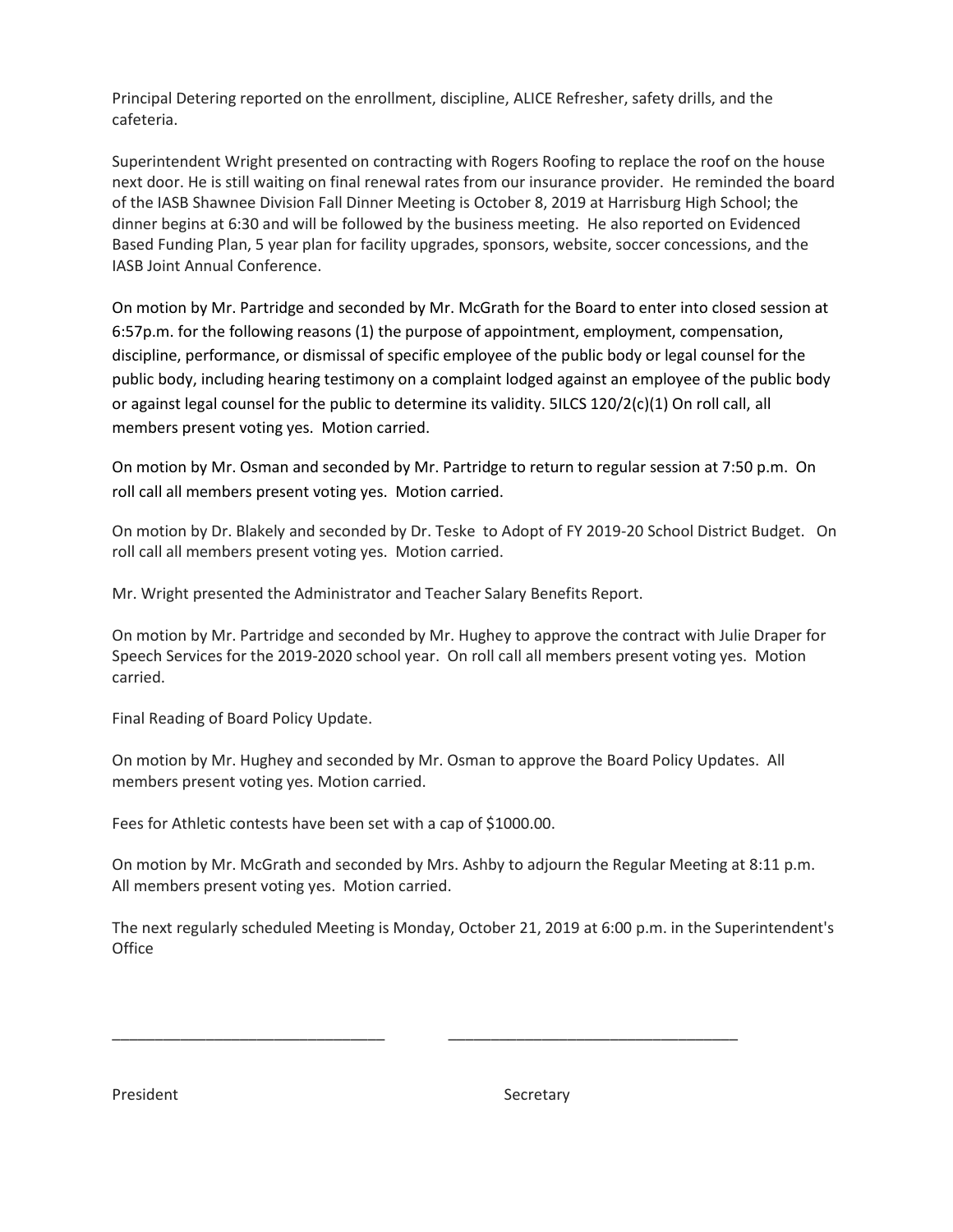Principal Detering reported on the enrollment, discipline, ALICE Refresher, safety drills, and the cafeteria.

Superintendent Wright presented on contracting with Rogers Roofing to replace the roof on the house next door. He is still waiting on final renewal rates from our insurance provider. He reminded the board of the IASB Shawnee Division Fall Dinner Meeting is October 8, 2019 at Harrisburg High School; the dinner begins at 6:30 and will be followed by the business meeting. He also reported on Evidenced Based Funding Plan, 5 year plan for facility upgrades, sponsors, website, soccer concessions, and the IASB Joint Annual Conference.

On motion by Mr. Partridge and seconded by Mr. McGrath for the Board to enter into closed session at 6:57p.m. for the following reasons (1) the purpose of appointment, employment, compensation, discipline, performance, or dismissal of specific employee of the public body or legal counsel for the public body, including hearing testimony on a complaint lodged against an employee of the public body or against legal counsel for the public to determine its validity. 5ILCS 120/2(c)(1) On roll call, all members present voting yes. Motion carried.

On motion by Mr. Osman and seconded by Mr. Partridge to return to regular session at 7:50 p.m. On roll call all members present voting yes. Motion carried.

On motion by Dr. Blakely and seconded by Dr. Teske to Adopt of FY 2019-20 School District Budget. On roll call all members present voting yes. Motion carried.

Mr. Wright presented the Administrator and Teacher Salary Benefits Report.

On motion by Mr. Partridge and seconded by Mr. Hughey to approve the contract with Julie Draper for Speech Services for the 2019-2020 school year. On roll call all members present voting yes. Motion carried.

Final Reading of Board Policy Update.

On motion by Mr. Hughey and seconded by Mr. Osman to approve the Board Policy Updates. All members present voting yes. Motion carried.

Fees for Athletic contests have been set with a cap of $1000.00.

On motion by Mr. McGrath and seconded by Mrs. Ashby to adjourn the Regular Meeting at 8:11 p.m. All members present voting yes. Motion carried.

The next regularly scheduled Meeting is Monday, October 21, 2019 at 6:00 p.m. in the Superintendent's Office

________________________________ ___________________________________

President Secretary